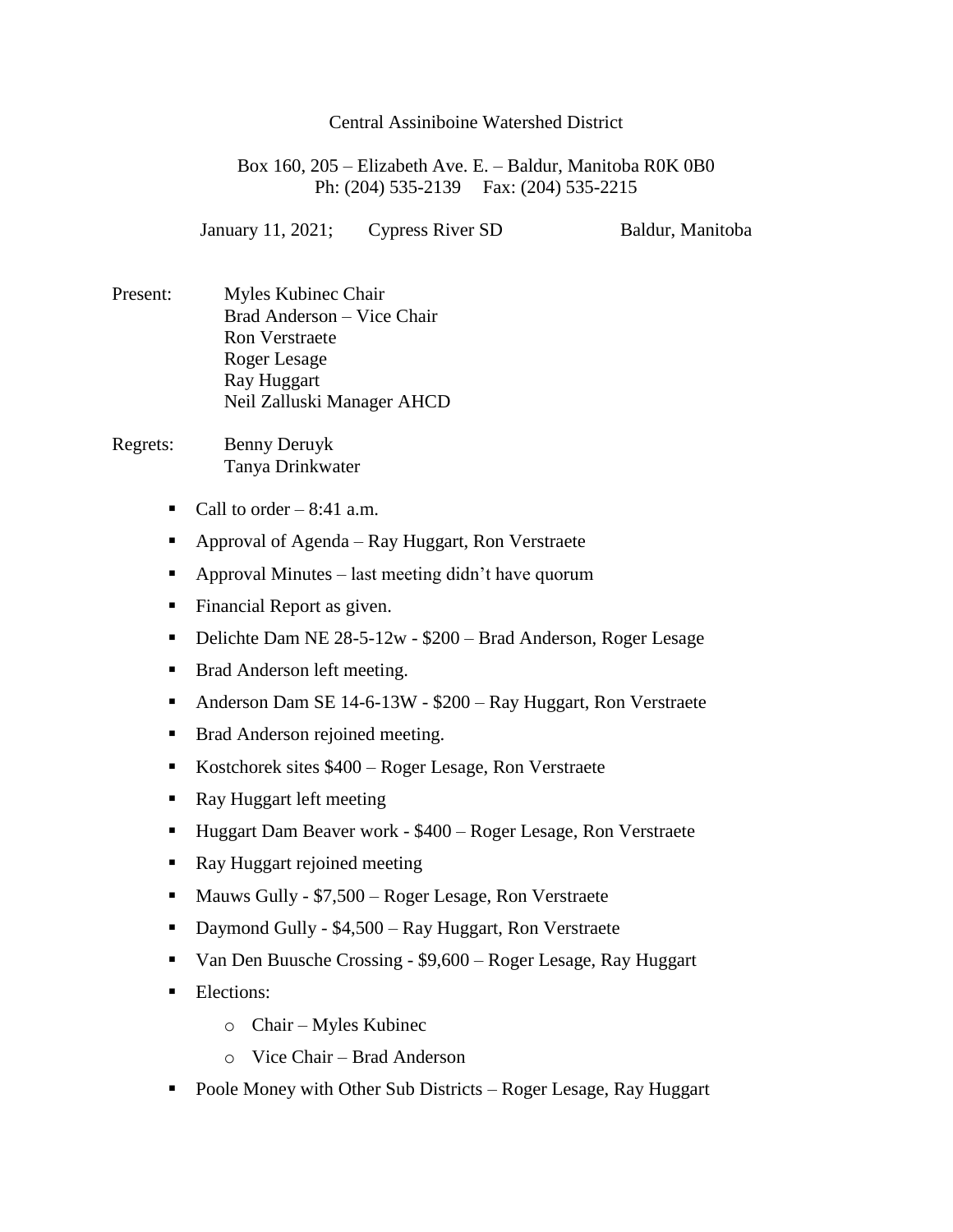Central Assiniboine Watershed District

Box 160, 205 – Elizabeth Ave. E. – Baldur, Manitoba R0K 0B0
Ph: (204) 535-2139 Fax: (204) 535-2215

January 11, 2021; Cypress River SD Baldur, Manitoba

Present: Myles Kubinec Chair
Brad Anderson – Vice Chair
Ron Verstraete
Roger Lesage
Ray Huggart
Neil Zalluski Manager AHCD

Regrets: Benny Deruyk
Tanya Drinkwater

- Call to order – 8:41 a.m.
- Approval of Agenda – Ray Huggart, Ron Verstraete
- Approval Minutes – last meeting didn't have quorum
- Financial Report as given.
- Delichte Dam NE 28-5-12w - $200 – Brad Anderson, Roger Lesage
- Brad Anderson left meeting.
- Anderson Dam SE 14-6-13W - $200 – Ray Huggart, Ron Verstraete
- Brad Anderson rejoined meeting.
- Kostchorek sites $400 – Roger Lesage, Ron Verstraete
- Ray Huggart left meeting
- Huggart Dam Beaver work - $400 – Roger Lesage, Ron Verstraete
- Ray Huggart rejoined meeting
- Mauws Gully - $7,500 – Roger Lesage, Ron Verstraete
- Daymond Gully - $4,500 – Ray Huggart, Ron Verstraete
- Van Den Buusche Crossing - $9,600 – Roger Lesage, Ray Huggart
- Elections:
  - Chair – Myles Kubinec
  - Vice Chair – Brad Anderson
- Poole Money with Other Sub Districts – Roger Lesage, Ray Huggart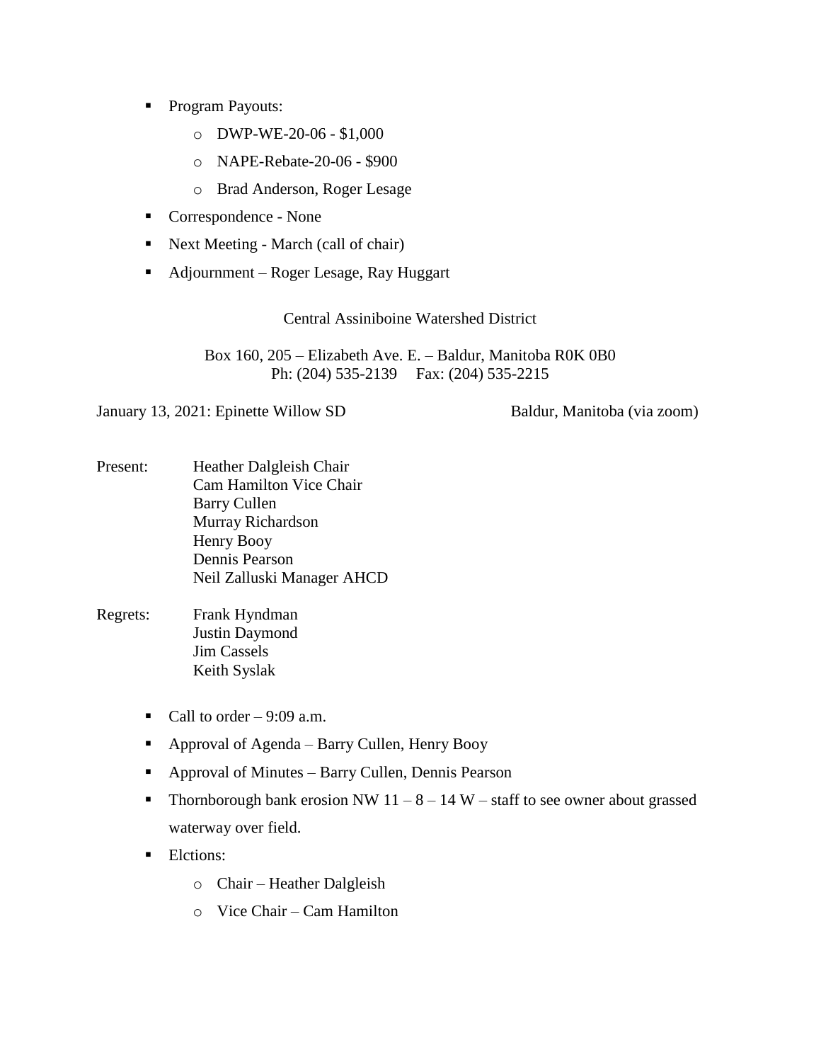- Program Payouts:
  - DWP-WE-20-06 - $1,000
  - NAPE-Rebate-20-06 - $900
  - Brad Anderson, Roger Lesage
- Correspondence - None
- Next Meeting - March (call of chair)
- Adjournment – Roger Lesage, Ray Huggart

Central Assiniboine Watershed District

Box 160, 205 – Elizabeth Ave. E. – Baldur, Manitoba R0K 0B0
Ph: (204) 535-2139 Fax: (204) 535-2215

January 13, 2021: Epinette Willow SD Baldur, Manitoba (via zoom)

Present:
Heather Dalgleish Chair
Cam Hamilton Vice Chair
Barry Cullen
Murray Richardson
Henry Booy
Dennis Pearson
Neil Zalluski Manager AHCD

Regrets:
Frank Hyndman
Justin Daymond
Jim Cassels
Keith Syslak

- Call to order – 9:09 a.m.
- Approval of Agenda – Barry Cullen, Henry Booy
- Approval of Minutes – Barry Cullen, Dennis Pearson
- Thornborough bank erosion NW 11 – 8 – 14 W – staff to see owner about grassed waterway over field.
- Elctions:
  - Chair – Heather Dalgleish
  - Vice Chair – Cam Hamilton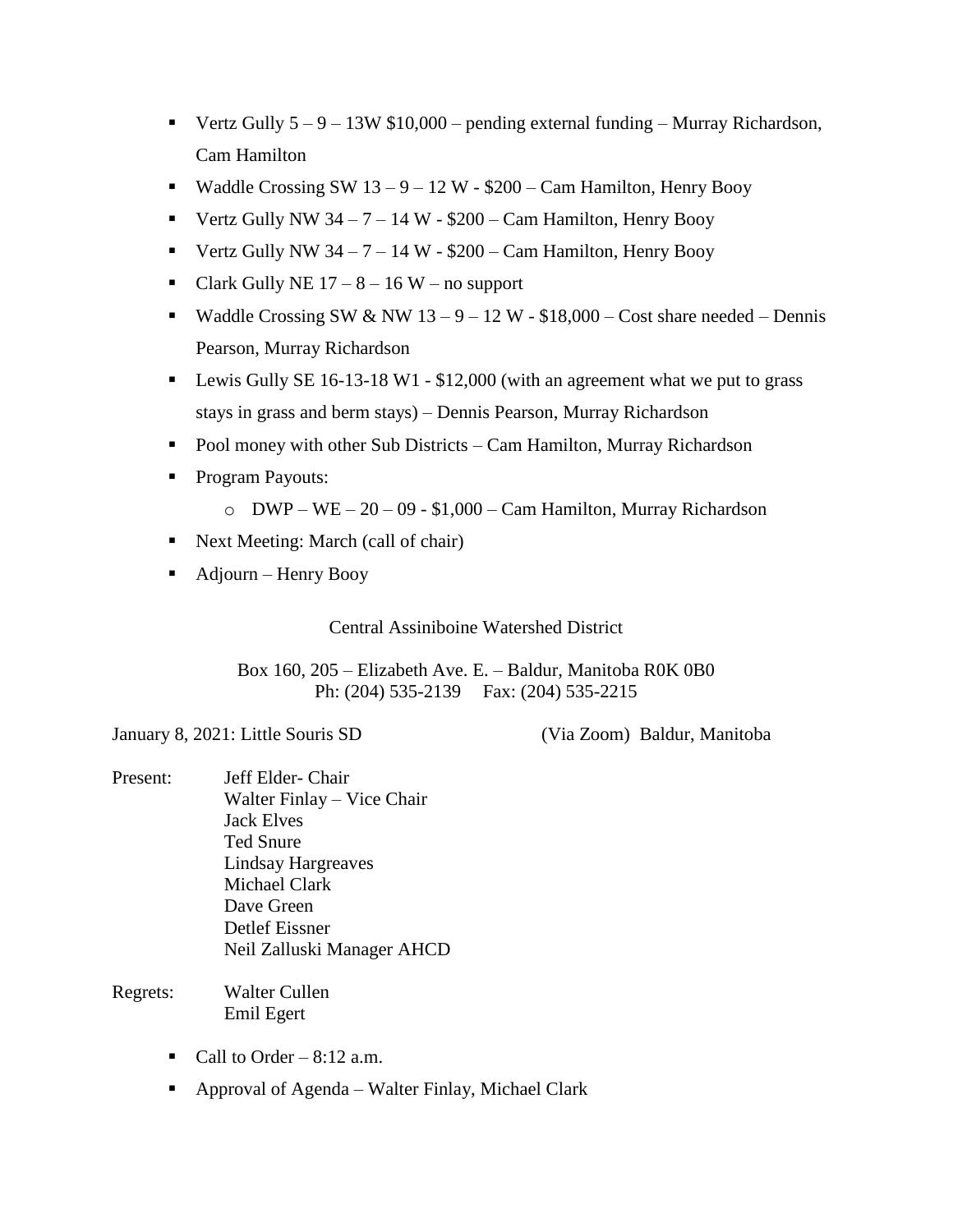- Vertz Gully 5 – 9 – 13W $10,000 – pending external funding – Murray Richardson, Cam Hamilton
- Waddle Crossing SW 13 – 9 – 12 W - $200 – Cam Hamilton, Henry Booy
- Vertz Gully NW 34 – 7 – 14 W - $200 – Cam Hamilton, Henry Booy
- Vertz Gully NW 34 – 7 – 14 W - $200 – Cam Hamilton, Henry Booy
- Clark Gully NE 17 – 8 – 16 W – no support
- Waddle Crossing SW & NW 13 – 9 – 12 W - $18,000 – Cost share needed – Dennis Pearson, Murray Richardson
- Lewis Gully SE 16-13-18 W1 - $12,000 (with an agreement what we put to grass stays in grass and berm stays) – Dennis Pearson, Murray Richardson
- Pool money with other Sub Districts – Cam Hamilton, Murray Richardson
- Program Payouts:
    - DWP – WE – 20 – 09 - $1,000 – Cam Hamilton, Murray Richardson
- Next Meeting: March (call of chair)
- Adjourn – Henry Booy

Central Assiniboine Watershed District

Box 160, 205 – Elizabeth Ave. E. – Baldur, Manitoba R0K 0B0
Ph: (204) 535-2139 Fax: (204) 535-2215

January 8, 2021: Little Souris SD (Via Zoom) Baldur, Manitoba

Present:
Jeff Elder- Chair
Walter Finlay – Vice Chair
Jack Elves
Ted Snure
Lindsay Hargreaves
Michael Clark
Dave Green
Detlef Eissner
Neil Zalluski Manager AHCD

Regrets:
Walter Cullen
Emil Egert

- Call to Order – 8:12 a.m.
- Approval of Agenda – Walter Finlay, Michael Clark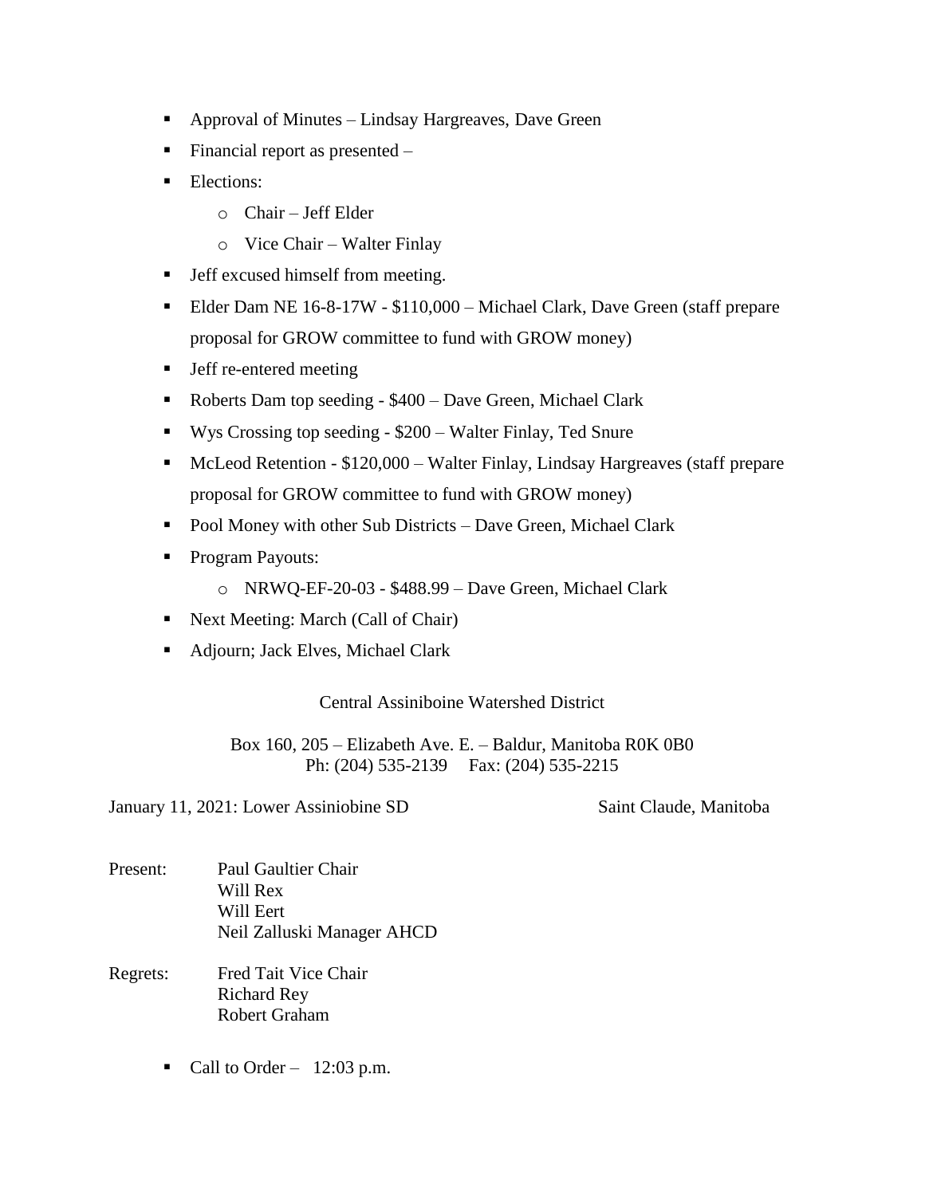- Approval of Minutes – Lindsay Hargreaves, Dave Green
- Financial report as presented –
- Elections:
  - Chair – Jeff Elder
  - Vice Chair – Walter Finlay
- Jeff excused himself from meeting.
- Elder Dam NE 16-8-17W - $110,000 – Michael Clark, Dave Green (staff prepare proposal for GROW committee to fund with GROW money)
- Jeff re-entered meeting
- Roberts Dam top seeding - $400 – Dave Green, Michael Clark
- Wys Crossing top seeding - $200 – Walter Finlay, Ted Snure
- McLeod Retention - $120,000 – Walter Finlay, Lindsay Hargreaves (staff prepare proposal for GROW committee to fund with GROW money)
- Pool Money with other Sub Districts – Dave Green, Michael Clark
- Program Payouts:
  - NRWQ-EF-20-03 - $488.99 – Dave Green, Michael Clark
- Next Meeting: March (Call of Chair)
- Adjourn; Jack Elves, Michael Clark

Central Assiniboine Watershed District

Box 160, 205 – Elizabeth Ave. E. – Baldur, Manitoba R0K 0B0
Ph: (204) 535-2139  Fax: (204) 535-2215

January 11, 2021: Lower Assiniobine SD  Saint Claude, Manitoba

Present: Paul Gaultier Chair
Will Rex
Will Eert
Neil Zalluski Manager AHCD

Regrets: Fred Tait Vice Chair
Richard Rey
Robert Graham

- Call to Order – 12:03 p.m.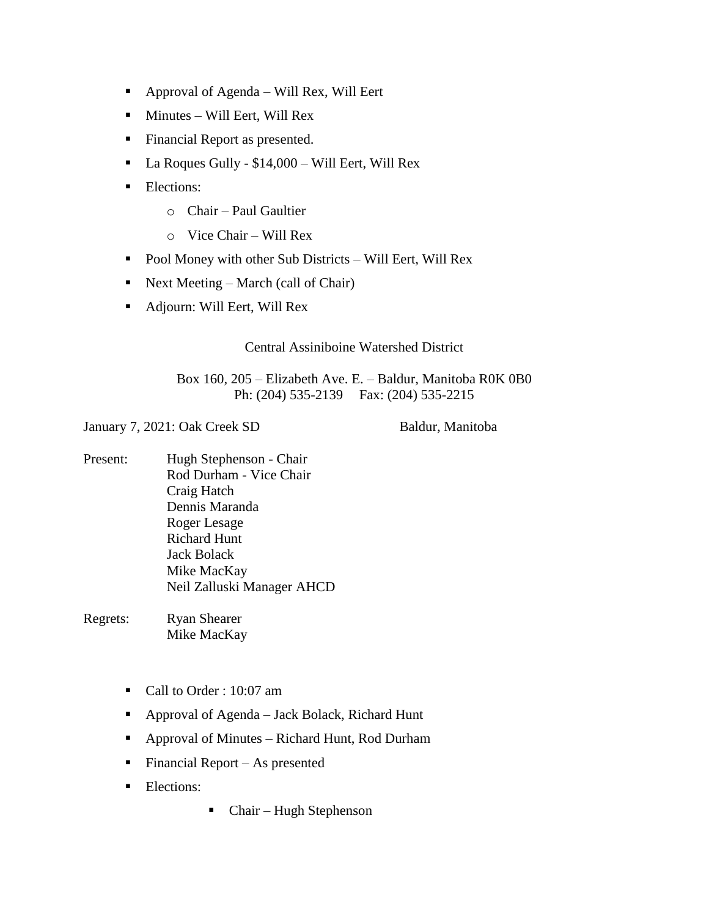- Approval of Agenda – Will Rex, Will Eert
- Minutes – Will Eert, Will Rex
- Financial Report as presented.
- La Roques Gully - $14,000 – Will Eert, Will Rex
- Elections:
  - Chair – Paul Gaultier
  - Vice Chair – Will Rex
- Pool Money with other Sub Districts – Will Eert, Will Rex
- Next Meeting – March (call of Chair)
- Adjourn: Will Eert, Will Rex

Central Assiniboine Watershed District

Box 160, 205 – Elizabeth Ave. E. – Baldur, Manitoba R0K 0B0
Ph: (204) 535-2139 Fax: (204) 535-2215

January 7, 2021: Oak Creek SD Baldur, Manitoba

Present:
Hugh Stephenson - Chair
Rod Durham - Vice Chair
Craig Hatch
Dennis Maranda
Roger Lesage
Richard Hunt
Jack Bolack
Mike MacKay
Neil Zalluski Manager AHCD

Regrets:
Ryan Shearer
Mike MacKay

- Call to Order : 10:07 am
- Approval of Agenda – Jack Bolack, Richard Hunt
- Approval of Minutes – Richard Hunt, Rod Durham
- Financial Report – As presented
- Elections:
  - Chair – Hugh Stephenson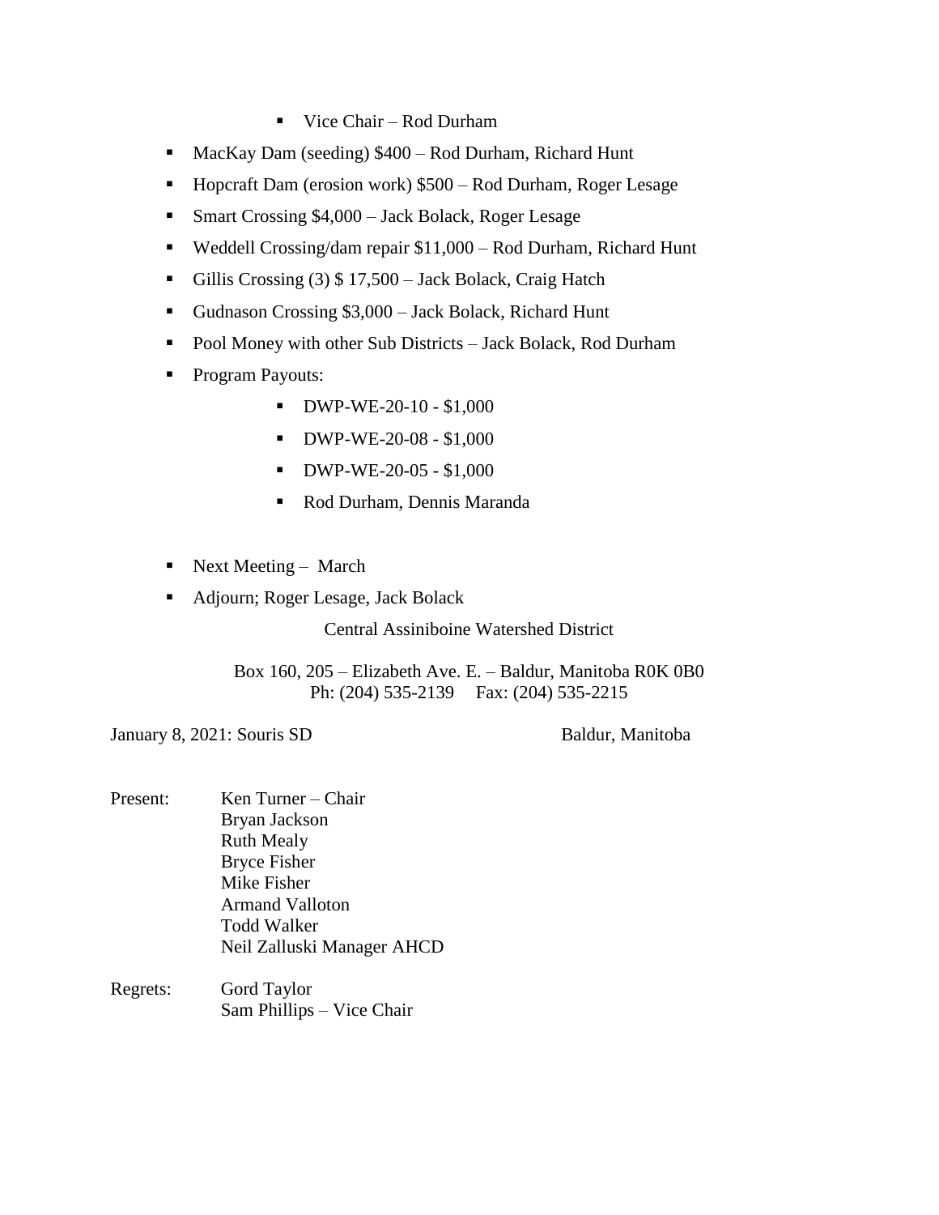- Vice Chair – Rod Durham
- MacKay Dam (seeding) $400 – Rod Durham, Richard Hunt
- Hopcraft Dam (erosion work) $500 – Rod Durham, Roger Lesage
- Smart Crossing $4,000 – Jack Bolack, Roger Lesage
- Weddell Crossing/dam repair $11,000 – Rod Durham, Richard Hunt
- Gillis Crossing (3) $ 17,500 – Jack Bolack, Craig Hatch
- Gudnason Crossing $3,000 – Jack Bolack, Richard Hunt
- Pool Money with other Sub Districts – Jack Bolack, Rod Durham
- Program Payouts:
    - DWP-WE-20-10 - $1,000
    - DWP-WE-20-08 - $1,000
    - DWP-WE-20-05 - $1,000
    - Rod Durham, Dennis Maranda

- Next Meeting – March
- Adjourn; Roger Lesage, Jack Bolack

Central Assiniboine Watershed District

Box 160, 205 – Elizabeth Ave. E. – Baldur, Manitoba R0K 0B0
Ph: (204) 535-2139 Fax: (204) 535-2215

January 8, 2021: Souris SD Baldur, Manitoba

Present: Ken Turner – Chair
Bryan Jackson
Ruth Mealy
Bryce Fisher
Mike Fisher
Armand Valloton
Todd Walker
Neil Zalluski Manager AHCD

Regrets: Gord Taylor
Sam Phillips – Vice Chair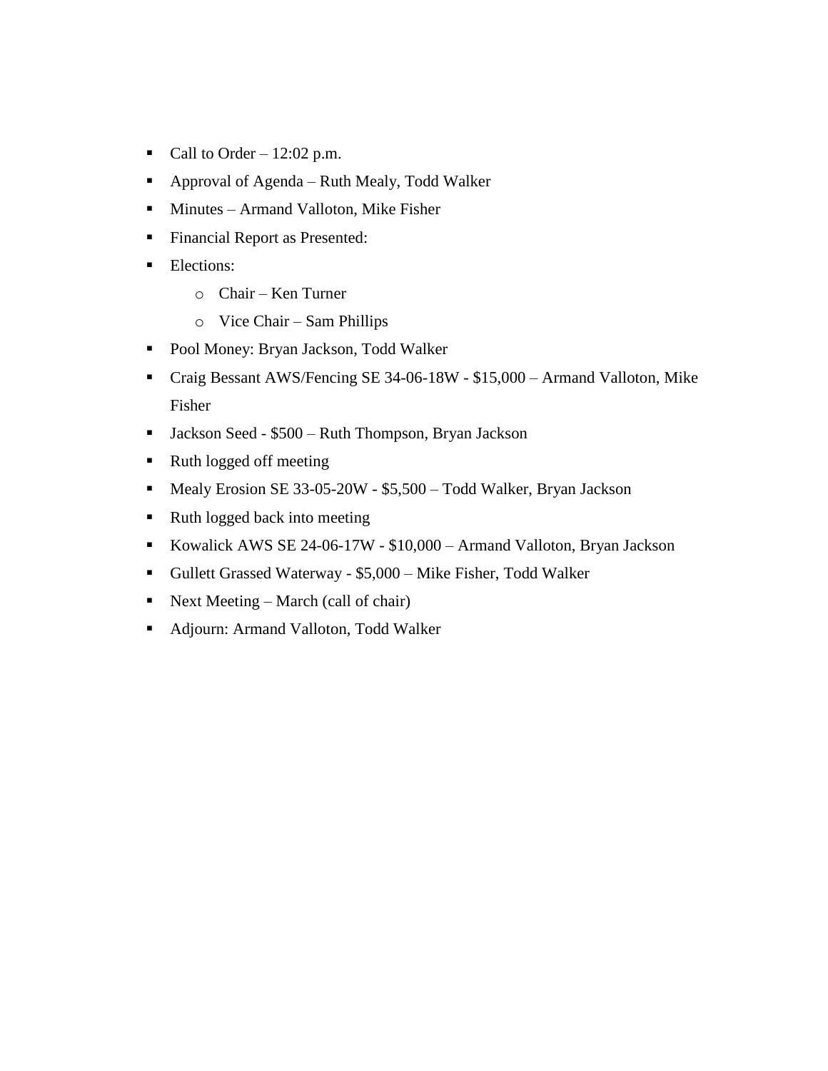- Call to Order – 12:02 p.m.
- Approval of Agenda – Ruth Mealy, Todd Walker
- Minutes – Armand Valloton, Mike Fisher
- Financial Report as Presented:
- Elections:
  - Chair – Ken Turner
  - Vice Chair – Sam Phillips
- Pool Money: Bryan Jackson, Todd Walker
- Craig Bessant AWS/Fencing SE 34-06-18W - $15,000 – Armand Valloton, Mike Fisher
- Jackson Seed - $500 – Ruth Thompson, Bryan Jackson
- Ruth logged off meeting
- Mealy Erosion SE 33-05-20W - $5,500 – Todd Walker, Bryan Jackson
- Ruth logged back into meeting
- Kowalick AWS SE 24-06-17W - $10,000 – Armand Valloton, Bryan Jackson
- Gullett Grassed Waterway - $5,000 – Mike Fisher, Todd Walker
- Next Meeting – March (call of chair)
- Adjourn: Armand Valloton, Todd Walker